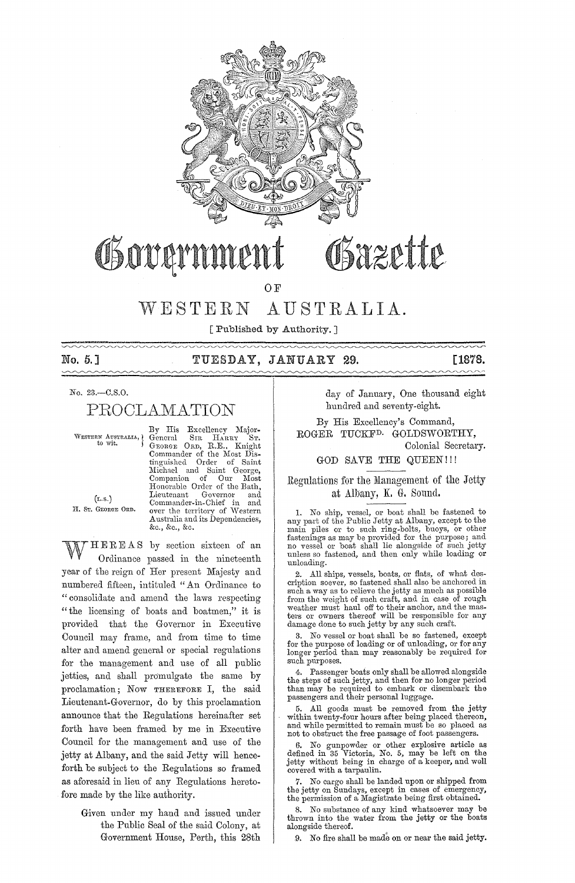# Government Gazette

OF

# WESTERN AUSTRALIA.

[ Published by Authority. ]

**No. 5.] TUESDAY, JANUARY 29. [1878.**

No. 23.—C.S.O.

## PROCLAMATION

WESTERN AUSTRALIA, to wit.

(L.S.)
H. ST. GEORGE ORD.

By His Excellency Major-General SIR HARRY ST. GEORGE ORD, R.E., Knight Commander of the Most Distinguished Order of Saint Michael and Saint George, Companion of Our Most Honorable Order of the Bath, Lieutenant Governor and Commander-in-Chief in and over the territory of Western Australia and its Dependencies, &c., &c., &c.

WHEREAS by section sixteen of an Ordinance passed in the nineteenth year of the reign of Her present Majesty and numbered fifteen, intituled "An Ordinance to "consolidate and amend the laws respecting "the licensing of boats and boatmen," it is provided that the Governor in Executive Council may frame, and from time to time alter and amend general or special regulations for the management and use of all public jetties, and shall promulgate the same by proclamation; Now THEREFORE I, the said Lieutenant-Governor, do by this proclamation announce that the Regulations hereinafter set forth have been framed by me in Executive Council for the management and use of the jetty at Albany, and the said Jetty will henceforth be subject to the Regulations so framed as aforesaid in lieu of any Regulations heretofore made by the like authority.

Given under my hand and issued under the Public Seal of the said Colony, at Government House, Perth, this 28th day of January, One thousand eight hundred and seventy-eight.

By His Excellency's Command,

ROGER TUCKFD. GOLDSWORTHY,
Colonial Secretary.

GOD SAVE THE QUEEN!!!

---

## Regulations for the Management of the Jetty at Albany, K. G. Sound.

1. No ship, vessel, or boat shall be fastened to any part of the Public Jetty at Albany, except to the main piles or to such ring-bolts, buoys, or other fastenings as may be provided for the purpose; and no vessel or boat shall lie alongside of such jetty unless so fastened, and then only while loading or unloading.

2. All ships, vessels, boats, or flats, of what description soever, so fastened shall also be anchored in such a way as to relieve the jetty as much as possible from the weight of such craft, and in case of rough weather must haul off to their anchor, and the masters or owners thereof will be responsible for any damage done to such jetty by any such craft.

3. No vessel or boat shall be so fastened, except for the purpose of loading or of unloading, or for any longer period than may reasonably be required for such purposes.

4. Passenger boats only shall be allowed alongside the steps of such jetty, and then for no longer period than may be required to embark or disembark the passengers and their personal luggage.

5. All goods must be removed from the jetty within twenty-four hours after being placed thereon, and while permitted to remain must be so placed as not to obstruct the free passage of foot passengers.

6. No gunpowder or other explosive article as defined in 35 Victoria, No. 5, may be left on the jetty without being in charge of a keeper, and well covered with a tarpaulin.

7. No cargo shall be landed upon or shipped from the jetty on Sundays, except in cases of emergency, the permission of a Magistrate being first obtained.

8. No substance of any kind whatsoever may be thrown into the water from the jetty or the boats alongside thereof.

9. No fire shall be made on or near the said jetty.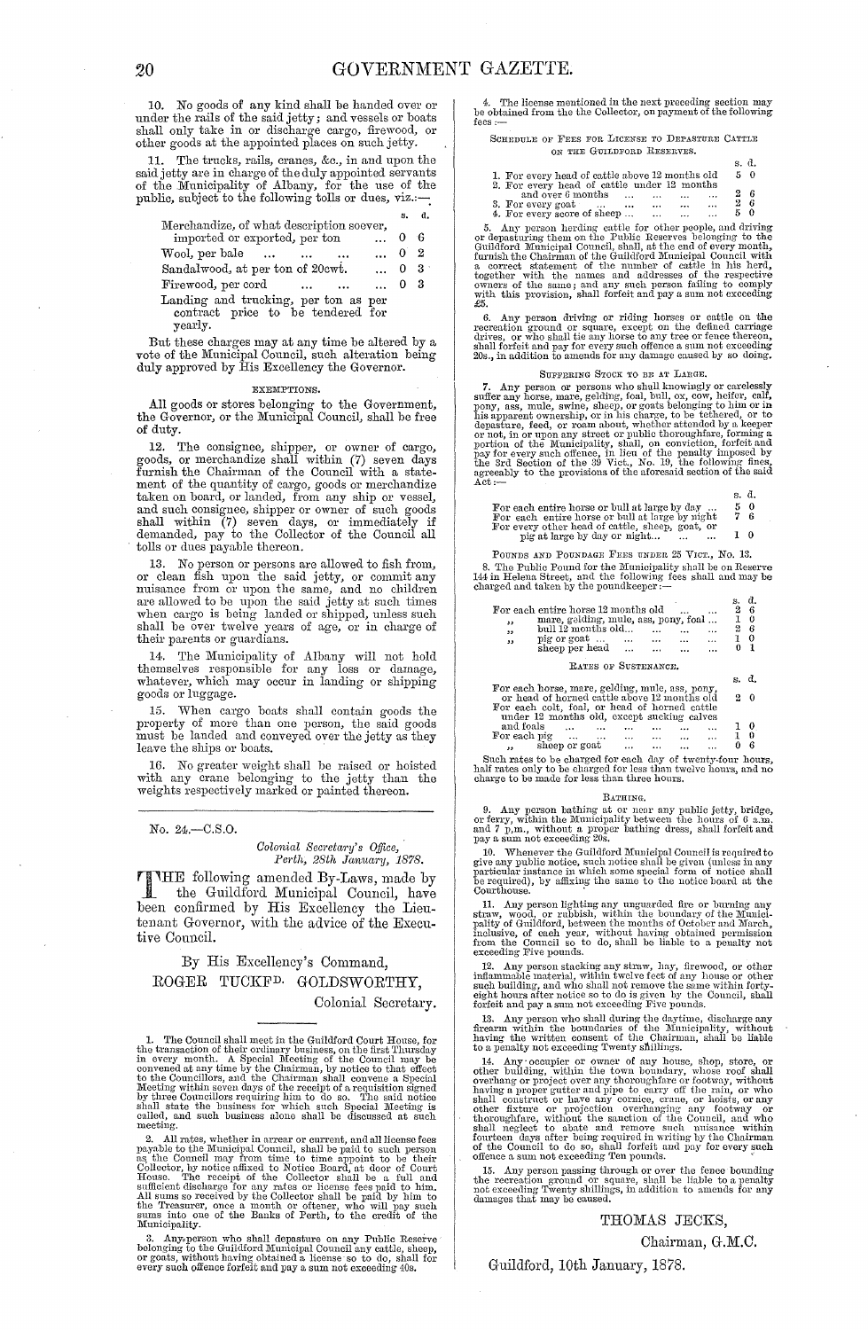10. No goods of any kind shall be handed over or under the rails of the said jetty; and vessels or boats shall only take in or discharge cargo, firewood, or other goods at the appointed places on such jetty.

11. The trucks, rails, cranes, &c., in and upon the said jetty are in charge of the duly appointed servants of the Municipality of Albany, for the use of the public, subject to the following tolls or dues, viz.:—

| | s. | d. |
|---|---|---|
| Merchandize, of what description soever, imported or exported, per ton ... | 0 | 6 |
| Wool, per bale ... ... ... ... | 0 | 2 |
| Sandalwood, at per ton of 20cwt. ... | 0 | 3 |
| Firewood, per cord ... ... ... | 0 | 3 |
| Landing and trucking, per ton as per contract price to be tendered for yearly. | | |

But these charges may at any time be altered by a vote of the Municipal Council, such alteration being duly approved by His Excellency the Governor.

EXEMPTIONS.

All goods or stores belonging to the Government, the Governor, or the Municipal Council, shall be free of duty.

12. The consignee, shipper, or owner of cargo, goods, or merchandize shall within (7) seven days furnish the Chairman of the Council with a statement of the quantity of cargo, goods or merchandize taken on board, or landed, from any ship or vessel, and such consignee, shipper or owner of such goods shall within (7) seven days, or immediately if demanded, pay to the Collector of the Council all tolls or dues payable thereon.

13. No person or persons are allowed to fish from, or clean fish upon the said jetty, or commit any nuisance from or upon the same, and no children are allowed to be upon the said jetty at such times when cargo is being landed or shipped, unless such shall be over twelve years of age, or in charge of their parents or guardians.

14. The Municipality of Albany will not hold themselves responsible for any loss or damage, whatever, which may occur in landing or shipping goods or luggage.

15. When cargo boats shall contain goods the property of more than one person, the said goods must be landed and conveyed over the jetty as they leave the ships or boats.

16. No greater weight shall be raised or hoisted with any crane belonging to the jetty than the weights respectively marked or painted thereon.

---

No. 24.—C.S.O.

*Colonial Secretary's Office,*
*Perth, 28th January, 1878.*

THE following amended By-Laws, made by the Guildford Municipal Council, have been confirmed by His Excellency the Lieutenant Governor, with the advice of the Executive Council.

By His Excellency's Command,
ROGER TUCKFD. GOLDSWORTHY,
Colonial Secretary.

---

1. The Council shall meet in the Guildford Court House, for the transaction of their ordinary business, on the first Thursday in every month. A Special Meeting of the Council may be convened at any time by the Chairman, by notice to that effect to the Councillors, and the Chairman shall convene a Special Meeting within seven days of the receipt of a requisition signed by three Councillors requiring him to do so. The said notice shall state the business for which such Special Meeting is called, and such business alone shall be discussed at such meeting.

2. All rates, whether in arrear or current, and all license fees payable to the Municipal Council, shall be paid to such person as the Council may from time to time appoint to be their Collector, by notice affixed to Notice Board, at door of Court House. The receipt of the Collector shall be a full and sufficient discharge for any rates or license fees paid to him. All sums so received by the Collector shall be paid by him to the Treasurer, once a month or oftener, who will pay such sums into one of the Banks of Perth, to the credit of the Municipality.

3. Any person who shall depasture on any Public Reserve belonging to the Guildford Municipal Council any cattle, sheep, or goats, without having obtained a license so to do, shall for every such offence forfeit and pay a sum not exceeding 40s.

4. The license mentioned in the next preceding section may be obtained from the the Collector, on payment of the following fees:—

SCHEDULE OF FEES FOR LICENSE TO DEPASTURE CATTLE ON THE GUILDFORD RESERVES.

| | s. | d. |
|---|---|---|
| 1. For every head of cattle above 12 months old | 5 | 0 |
| 2. For every head of cattle under 12 months and over 6 months ... ... ... | 2 | 6 |
| 3. For every goat ... ... ... ... | 2 | 6 |
| 4. For every score of sheep ... ... ... | 5 | 0 |

5. Any person herding cattle for other people, and driving or depasturing them on the Public Reserves belonging to the Guildford Municipal Council, shall, at the end of every month, furnish the Chairman of the Guildford Municipal Council with a correct statement of the number of cattle in his herd, together with the names and addresses of the respective owners of the same; and any such person failing to comply with this provision, shall forfeit and pay a sum not exceeding £5.

6. Any person driving or riding horses or cattle on the recreation ground or square, except on the defined carriage drives, or who shall tie any horse to any tree or fence thereon, shall forfeit and pay for every such offence a sum not exceeding 20s., in addition to amends for any damage caused by so doing.

SUFFERING STOCK TO BE AT LARGE.

7. Any person or persons who shall knowingly or carelessly suffer any horse, mare, gelding, foal, bull, ox, cow, heifer, calf, pony, ass, mule, swine, sheep, or goats belonging to him or in his apparent ownership, or in his charge, to be tethered, or to depasture, feed, or roam about, whether attended by a keeper or not, in or upon any street or public thoroughfare, forming a portion of the Municipality, shall, on conviction, forfeit and pay for every such offence, in lieu of the penalty imposed by the 3rd Section of the 39 Vict., No. 19, the following fines, agreeably to the provisions of the aforesaid section of the said Act:—

| | s. | d. |
|---|---|---|
| For each entire horse or bull at large by day ... | 5 | 0 |
| For each entire horse or bull at large by night | 7 | 6 |
| For every other head of cattle, sheep, goat, or pig at large by day or night... ... ... | 1 | 0 |

POUNDS AND POUNDAGE FEES UNDER 25 VICT., NO. 13.

8. The Public Pound for the Municipality shall be on Reserve 144 in Helena Street, and the following fees shall and may be charged and taken by the poundkeeper:—

| | s. | d. |
|---|---|---|
| For each entire horse 12 months old ... ... | 2 | 6 |
| " mare, gelding, mule, ass, pony, foal ... | 1 | 0 |
| " bull 12 months old... ... ... | 2 | 6 |
| " pig or goat ... ... ... ... | 1 | 0 |
| " sheep per head ... ... ... | 0 | 1 |

RATES OF SUSTENANCE.

| | s. | d. |
|---|---|---|
| For each horse, mare, gelding, mule, ass, pony, or head of horned cattle above 12 months old | 2 | 0 |
| For each colt, foal, or head of horned cattle under 12 months old, except sucking calves and foals ... ... ... ... ... | 1 | 0 |
| For each pig ... ... ... ... ... | 1 | 0 |
| " sheep or goat ... ... ... ... | 0 | 6 |

Such rates to be charged for each day of twenty-four hours, half rates only to be charged for less than twelve hours, and no charge to be made for less than three hours.

BATHING.

9. Any person bathing at or near any public jetty, bridge, or ferry, within the Municipality between the hours of 6 a.m. and 7 p.m., without a proper bathing dress, shall forfeit and pay a sum not exceeding 20s.

10. Whenever the Guildford Municipal Council is required to give any public notice, such notice shall be given (unless in any particular instance in which some special form of notice shall be required), by affixing the same to the notice board at the Courthouse.

11. Any person lighting any unguarded fire or burning any straw, wood, or rubbish, within the boundary of the Municipality of Guildford, between the months of October and March, inclusive, of each year, without having obtained permission from the Council so to do, shall be liable to a penalty not exceeding Five pounds.

12. Any person stacking any straw, hay, firewood, or other inflammable material, within twelve feet of any house or other such building, and who shall not remove the same within forty-eight hours after notice so to do is given by the Council, shall forfeit and pay a sum not exceeding Five pounds.

13. Any person who shall during the daytime, discharge any firearm within the boundaries of the Municipality, without having the written consent of the Chairman, shall be liable to a penalty not exceeding Twenty shillings.

14. Any occupier or owner of any house, shop, store, or other building, within the town boundary, whose roof shall overhang or project over any thoroughfare or footway, without having a proper gutter and pipe to carry off the rain, or who shall construct or have any cornice, crane, or hoists, or any other fixture or projection overhanging any footway or thoroughfare, without the sanction of the Council, and who shall neglect to abate and remove such nuisance within fourteen days after being required in writing by the Chairman of the Council to do so, shall forfeit and pay for every such offence a sum not exceeding Ten pounds.

15. Any person passing through or over the fence bounding the recreation ground or square, shall be liable to a penalty not exceeding Twenty shillings, in addition to amends for any damages that may be caused.

THOMAS JECKS,
Chairman, G.M.C.

Guildford, 10th January, 1878.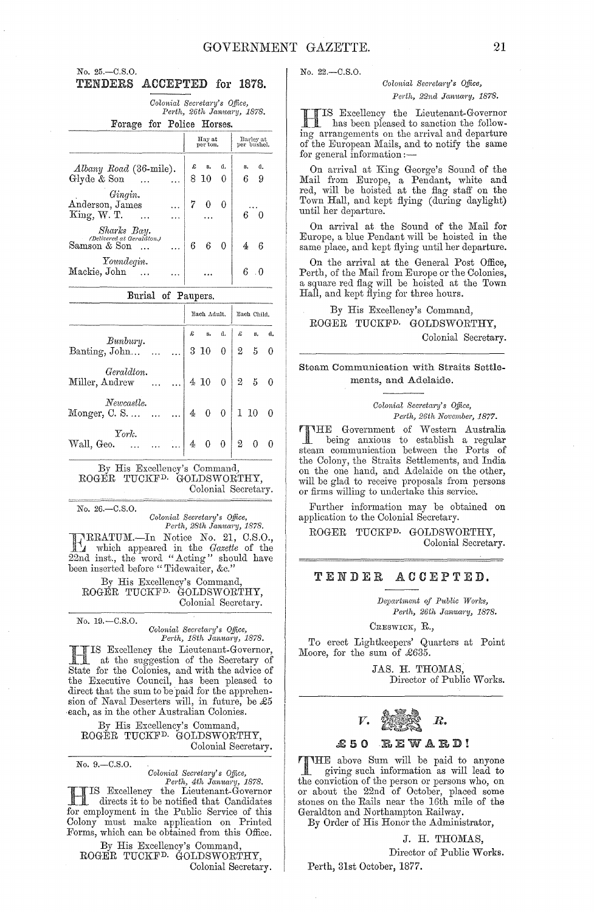No. 25.—C.S.O.

## TENDERS ACCEPTED for 1878.

*Colonial Secretary's Office,*
*Perth, 26th January, 1878.*

### Forage for Police Horses.

| | Hay at per ton. | Barley at per bushel. |
|---|---|---|
| | £ s. d. | s. d. |
| *Albany Road* (36-mile). | | |
| Glyde & Son ... ... | 8 10 0 | 6 9 |
| *Gingin.* | | |
| Anderson, James ... | 7 0 0 | ... |
| King, W. T. ... ... | ... | 6 0 |
| *Sharks Bay.* *(Delivered at Geraldton.)* | | |
| Samson & Son ... ... | 6 6 0 | 4 6 |
| *Youndegin.* | | |
| Mackie, John ... ... | ... | 6 0 |

### Burial of Paupers.

| | Each Adult. | Each Child. |
|---|---|---|
| | £ s. d. | £ s. d. |
| *Bunbury.* | | |
| Banting, John... ... ... | 3 10 0 | 2 5 0 |
| *Geraldton.* | | |
| Miller, Andrew ... ... | 4 10 0 | 2 5 0 |
| *Newcastle.* | | |
| Monger, C. S.... ... ... | 4 0 0 | 1 10 0 |
| *York.* | | |
| Wall, Geo. ... ... ... | 4 0 0 | 2 0 0 |

By His Excellency's Command,
ROGER TUCKFD. GOLDSWORTHY,
Colonial Secretary.

---

No. 26.—C.S.O.

*Colonial Secretary's Office,*
*Perth, 28th January, 1878.*

ERRATUM.—In Notice No. 21, C.S.O., which appeared in the *Gazette* of the 22nd inst., the word "Acting" should have been inserted before "Tidewaiter, &c."

By His Excellency's Command,
ROGER TUCKFD. GOLDSWORTHY,
Colonial Secretary.

---

No. 19.—C.S.O.

*Colonial Secretary's Office,*
*Perth, 18th January, 1878.*

HIS Excellency the Lieutenant-Governor, at the suggestion of the Secretary of State for the Colonies, and with the advice of the Executive Council, has been pleased to direct that the sum to be paid for the apprehension of Naval Deserters will, in future, be £5 each, as in the other Australian Colonies.

By His Excellency's Command,
ROGER TUCKFD. GOLDSWORTHY,
Colonial Secretary.

---

No. 9.—C.S.O.

*Colonial Secretary's Office,*
*Perth, 4th January, 1878.*

HIS Excellency the Lieutenant-Governor directs it to be notified that Candidates for employment in the Public Service of this Colony must make application on Printed Forms, which can be obtained from this Office.

By His Excellency's Command,
ROGER TUCKFD. GOLDSWORTHY,
Colonial Secretary.

---

No. 22.—C.S.O.

*Colonial Secretary's Office,*
*Perth, 22nd January, 1878.*

HIS Excellency the Lieutenant-Governor has been pleased to sanction the following arrangements on the arrival and departure of the European Mails, and to notify the same for general information:—

On arrival at King George's Sound of the Mail from Europe, a Pendant, white and red, will be hoisted at the flag staff on the Town Hall, and kept flying (during daylight) until her departure.

On arrival at the Sound of the Mail for Europe, a blue Pendant will be hoisted in the same place, and kept flying until her departure.

On the arrival at the General Post Office, Perth, of the Mail from Europe or the Colonies, a square red flag will be hoisted at the Town Hall, and kept flying for three hours.

By His Excellency's Command,
ROGER TUCKFD. GOLDSWORTHY,
Colonial Secretary.

---

Steam Communication with Straits Settlements, and Adelaide.

*Colonial Secretary's Office,*
*Perth, 26th November, 1877.*

THE Government of Western Australia being anxious to establish a regular steam communication between the Ports of the Colony, the Straits Settlements, and India on the one hand, and Adelaide on the other, will be glad to receive proposals from persons or firms willing to undertake this service.

Further information may be obtained on application to the Colonial Secretary.

ROGER TUCKFD. GOLDSWORTHY,
Colonial Secretary.

---

## TENDER ACCEPTED.

*Department of Public Works,*
*Perth, 26th January, 1878.*

CRESWICK, R.,

To erect Lightkeepers' Quarters at Point Moore, for the sum of £635.

JAS. H. THOMAS,
Director of Public Works.

---

*V.* *R.*

## £50 REWARD!

THE above Sum will be paid to anyone giving such information as will lead to the conviction of the person or persons who, on or about the 22nd of October, placed some stones on the Rails near the 16th mile of the Geraldton and Northampton Railway.

By Order of His Honor the Administrator,

J. H. THOMAS,
Director of Public Works.

Perth, 31st October, 1877.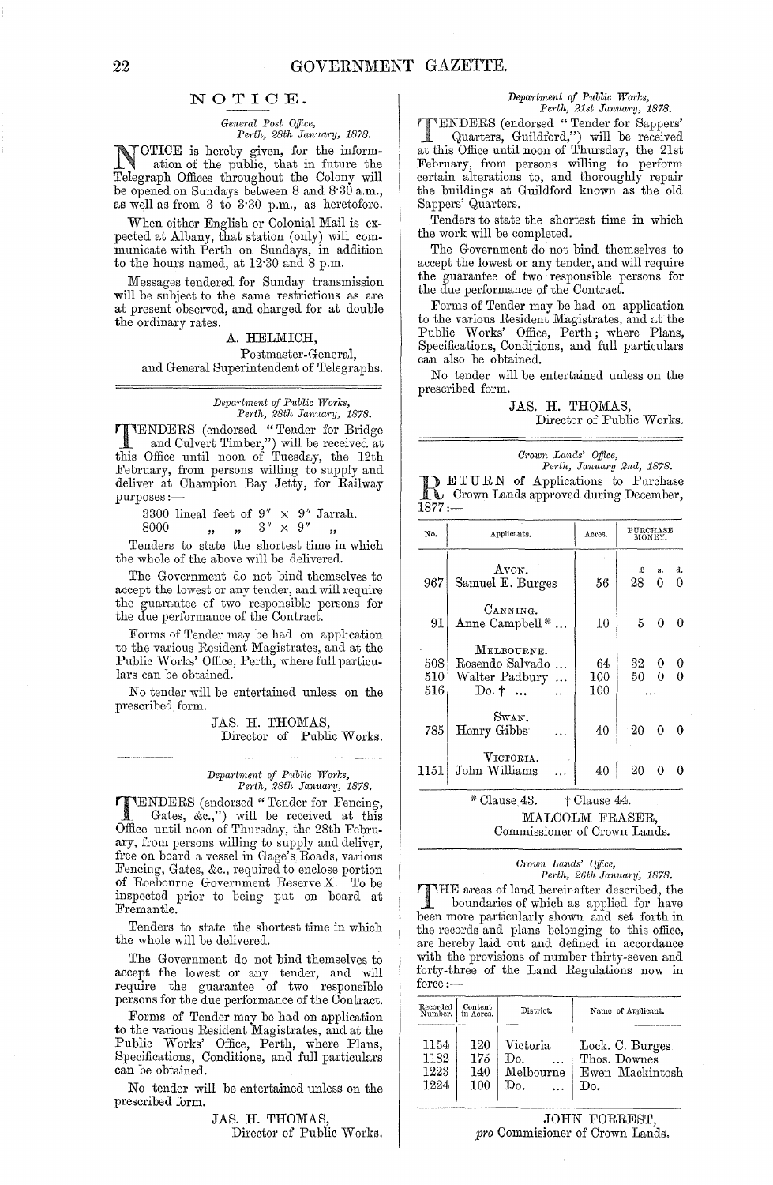## NOTICE.

*General Post Office,*
*Perth, 28th January, 1878.*

NOTICE is hereby given, for the information of the public, that in future the Telegraph Offices throughout the Colony will be opened on Sundays between 8 and 8·30 a.m., as well as from 3 to 3·30 p.m., as heretofore.

When either English or Colonial Mail is expected at Albany, that station (only) will communicate with Perth on Sundays, in addition to the hours named, at 12·30 and 8 p.m.

Messages tendered for Sunday transmission will be subject to the same restrictions as are at present observed, and charged for at double the ordinary rates.

A. HELMICH,
Postmaster-General,
and General Superintendent of Telegraphs.

---

*Department of Public Works,*
*Perth, 28th January, 1878.*

TENDERS (endorsed "Tender for Bridge and Culvert Timber,") will be received at this Office until noon of Tuesday, the 12th February, from persons willing to supply and deliver at Champion Bay Jetty, for Railway purposes:—

3300 lineal feet of 9″ × 9″ Jarrah.
8000 " " 3″ × 9″ "

Tenders to state the shortest time in which the whole of the above will be delivered.

The Government do not bind themselves to accept the lowest or any tender, and will require the guarantee of two responsible persons for the due performance of the Contract.

Forms of Tender may be had on application to the various Resident Magistrates, and at the Public Works' Office, Perth, where full particulars can be obtained.

No tender will be entertained unless on the prescribed form.

JAS. H. THOMAS,
Director of Public Works.

---

*Department of Public Works,*
*Perth, 28th January, 1878.*

TENDERS (endorsed "Tender for Fencing, Gates, &c.,") will be received at this Office until noon of Thursday, the 28th February, from persons willing to supply and deliver, free on board a vessel in Gage's Roads, various Fencing, Gates, &c., required to enclose portion of Roebourne Government Reserve X. To be inspected prior to being put on board at Fremantle.

Tenders to state the shortest time in which the whole will be delivered.

The Government do not bind themselves to accept the lowest or any tender, and will require the guarantee of two responsible persons for the due performance of the Contract.

Forms of Tender may be had on application to the various Resident Magistrates, and at the Public Works' Office, Perth, where Plans, Specifications, Conditions, and full particulars can be obtained.

No tender will be entertained unless on the prescribed form.

JAS. H. THOMAS,
Director of Public Works.

---

*Department of Public Works,*
*Perth, 21st January, 1878.*

TENDERS (endorsed "Tender for Sappers' Quarters, Guildford,") will be received at this Office until noon of Thursday, the 21st February, from persons willing to perform certain alterations to, and thoroughly repair the buildings at Guildford known as the old Sappers' Quarters.

Tenders to state the shortest time in which the work will be completed.

The Government do not bind themselves to accept the lowest or any tender, and will require the guarantee of two responsible persons for the due performance of the Contract.

Forms of Tender may be had on application to the various Resident Magistrates, and at the Public Works' Office, Perth; where Plans, Specifications, Conditions, and full particulars can also be obtained.

No tender will be entertained unless on the prescribed form.

JAS. H. THOMAS,
Director of Public Works.

---

*Crown Lands' Office,*
*Perth, January 2nd, 1878.*

RETURN of Applications to Purchase Crown Lands approved during December, 1877:—

| No. | Applicants. | Acres. | Purchase Money. £ | s. | d. |
|---|---|---|---|---|---|
| | AVON. | | | | |
| 967 | Samuel E. Burges | 56 | 28 | 0 | 0 |
| | CANNING. | | | | |
| 91 | Anne Campbell * ... | 10 | 5 | 0 | 0 |
| | MELBOURNE. | | | | |
| 508 | Rosendo Salvado ... | 64 | 32 | 0 | 0 |
| 510 | Walter Padbury ... | 100 | 50 | 0 | 0 |
| 516 | Do. † ... ... | 100 | ... | | |
| | SWAN. | | | | |
| 785 | Henry Gibbs ... | 40 | 20 | 0 | 0 |
| | VICTORIA. | | | | |
| 1151 | John Williams ... | 40 | 20 | 0 | 0 |

\* Clause 43. † Clause 44.

MALCOLM FRASER,
Commissioner of Crown Lands.

---

*Crown Lands' Office,*
*Perth, 26th January, 1878.*

THE areas of land hereinafter described, the boundaries of which as applied for have been more particularly shown and set forth in the records and plans belonging to this office, are hereby laid out and defined in accordance with the provisions of number thirty-seven and forty-three of the Land Regulations now in force:—

| Recorded Number. | Content in Acres. | District. | Name of Applicant. |
|---|---|---|---|
| 1154 | 120 | Victoria | Lock. C. Burges |
| 1182 | 175 | Do. ... | Thos. Downes |
| 1223 | 140 | Melbourne | Ewen Mackintosh |
| 1224 | 100 | Do. ... | Do. |

JOHN FORREST,
*pro* Commisioner of Crown Lands.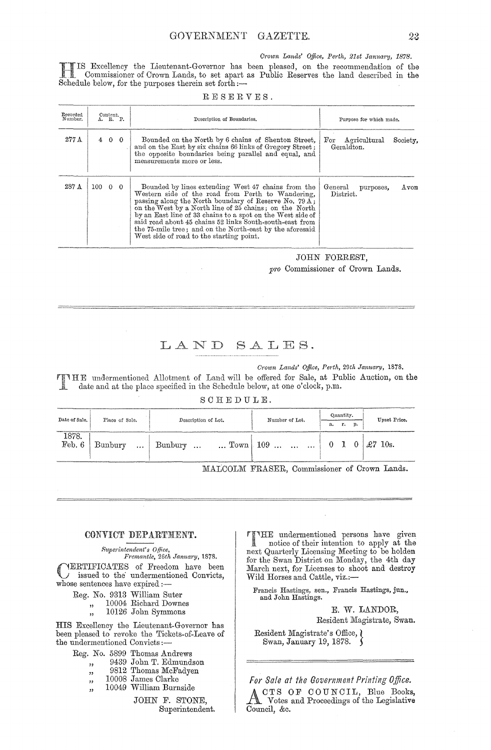*Crown Lands' Office, Perth, 21st January, 1878.*

HIS Excellency the Lieutenant-Governor has been pleased, on the recommendation of the Commissioner of Crown Lands, to set apart as Public Reserves the land described in the Schedule below, for the purposes therein set forth:—

RESERVES.

| Recorded Number. | Content. A. R. P. | Description of Boundaries. | Purpose for which made. |
|---|---|---|---|
| 277 A | 4 0 0 | Bounded on the North by 6 chains of Shenton Street, and on the East by six chains 66 links of Gregory Street; the opposite boundaries being parallel and equal, and measurements more or less. | For Agricultural Society, Geraldton. |
| 287 A | 100 0 0 | Bounded by lines extending West 47 chains from the Western side of the road from Perth to Wandering, passing along the North boundary of Reserve No. 79 A; on the West by a North line of 25 chains; on the North by an East line of 33 chains to a spot on the West side of said road about 45 chains 52 links South-south-east from the 75-mile tree; and on the North-east by the aforesaid West side of road to the starting point. | General purposes, Avon District. |

JOHN FORREST,
*pro* Commissioner of Crown Lands.

---

## LAND SALES.

*Crown Lands' Office, Perth, 29th January, 1878.*

THE undermentioned Allotment of Land will be offered for Sale, at Public Auction, on the date and at the place specified in the Schedule below, at one o'clock, p.m.

SCHEDULE.

| Date of Sale. | Place of Sale. | Description of Lot. | Number of Lot. | Quantity. a. r. p. | Upset Price. |
|---|---|---|---|---|---|
| 1878. Feb. 6 | Bunbury ... | Bunbury ... ... Town | 109 ... ... ... | 0 1 0 | £7 10s. |

MALCOLM FRASER, Commissioner of Crown Lands.

---

### CONVICT DEPARTMENT.

*Superintendent's Office,*
*Fremantle, 26th January, 1878.*

CERTIFICATES of Freedom have been issued to the undermentioned Convicts, whose sentences have expired:—

Reg. No. 9313 William Suter
„ 10004 Richard Downes
„ 10126 John Symmons

HIS Excellency the Lieutenant-Governor has been pleased to revoke the Tickets-of-Leave of the undermentioned Convicts:—

Reg. No. 5899 Thomas Andrews
„ 9439 John T. Edmundson
„ 9812 Thomas McFadyen
„ 10008 James Clarke
„ 10049 William Burnside

JOHN F. STONE,
Superintendent.

---

THE undermentioned persons have given notice of their intention to apply at the next Quarterly Licensing Meeting to be holden for the Swan District on Monday, the 4th day March next, for Licenses to shoot and destroy Wild Horses and Cattle, viz.:—

Francis Hastings, sen., Francis Hastings, jun., and John Hastings.

E. W. LANDOR,
Resident Magistrate, Swan.

Resident Magistrate's Office,
Swan, January 19, 1878.

---

*For Sale at the Government Printing Office.*

ACTS OF COUNCIL, Blue Books, Votes and Proceedings of the Legislative Council, &c.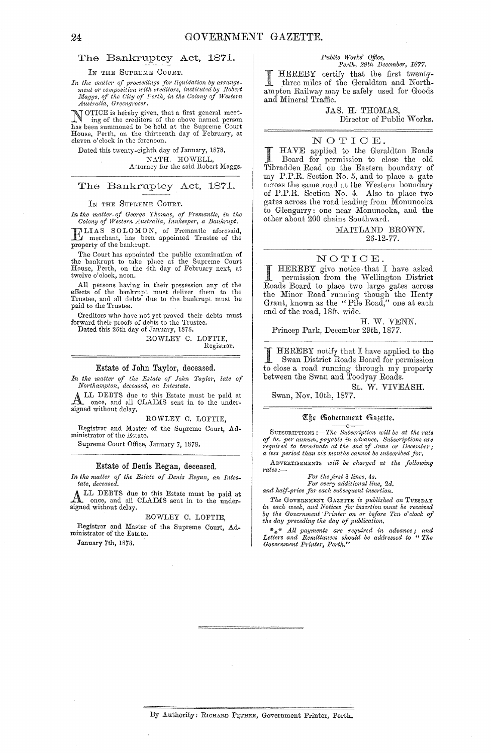## The Bankruptcy Act, 1871.

IN THE SUPREME COURT.

*In the matter of proceedings for liquidation by arrangement or composition with creditors, instituted by Robert Maggs, of the City of Perth, in the Colony of Western Australia, Greengrocer.*

NOTICE is hereby given, that a first general meeting of the creditors of the above named person has been summoned to be held at the Supreme Court House, Perth, on the thirteenth day of February, at eleven o'clock in the forenoon.

Dated this twenty-eighth day of January, 1878.

NATH. HOWELL,
Attorney for the said Robert Maggs.

## The Bankruptcy Act, 1871.

IN THE SUPREME COURT.

*In the matter of George Thomas, of Fremantle, in the Colony of Western Australia, Innkeeper, a Bankrupt.*

ELIAS SOLOMON, of Fremantle aforesaid, merchant, has been appointed Trustee of the property of the bankrupt.

The Court has appointed the public examination of the bankrupt to take place at the Supreme Court House, Perth, on the 4th day of February next, at twelve o'clock, noon.

All persons having in their possession any of the effects of the bankrupt must deliver them to the Trustee, and all debts due to the bankrupt must be paid to the Trustee.

Creditors who have not yet proved their debts must forward their proofs of debts to the Trustee.

Dated this 26th day of January, 1878.

ROWLEY C. LOFTIE,
Registrar.

## Estate of John Taylor, deceased.

*In the matter of the Estate of John Taylor, late of Northampton, deceased, an Intestate.*

ALL DEBTS due to this Estate must be paid at once, and all CLAIMS sent in to the undersigned without delay.

ROWLEY C. LOFTIE,
Registrar and Master of the Supreme Court, Administrator of the Estate.

Supreme Court Office, January 7, 1878.

## Estate of Denis Regan, deceased.

*In the matter of the Estate of Denis Regan, an Intestate, deceased.*

ALL DEBTS due to this Estate must be paid at once, and all CLAIMS sent in to the undersigned without delay.

ROWLEY C. LOFTIE,
Registrar and Master of the Supreme Court, Administrator of the Estate.

January 7th, 1878.

*Public Works' Office,*
*Perth, 29th December, 1877.*

I HEREBY certify that the first twenty-three miles of the Geraldton and Northampton Railway may be safely used for Goods and Mineral Traffic.

JAS. H. THOMAS,
Director of Public Works.

## NOTICE.

I HAVE applied to the Geraldton Roads Board for permission to close the old Tibradden Road on the Eastern boundary of my P.P.R. Section No. 5, and to place a gate across the same road at the Western boundary of P.P.R. Section No. 4. Also to place two gates across the road leading from Monunooka to Glengarry: one near Monunooka, and the other about 200 chains Southward.

MAITLAND BROWN.
26-12-77.

## NOTICE.

I HEREBY give notice that I have asked permission from the Wellington District Roads Board to place two large gates across the Minor Road running though the Henty Grant, known as the "Pile Road," one at each end of the road, 18ft. wide.

H. W. VENN.

Princep Park, December 29th, 1877.

I HEREBY notify that I have applied to the Swan District Roads Board for permission to close a road running through my property between the Swan and Toodyay Roads.

SL. W. VIVEASH.

Swan, Nov. 10th, 1877.

## The Government Gazette.

SUBSCRIPTIONS:—*The Subscription will be at the rate of 5s. per annum, payable in advance. Subscriptions are required to terminate at the end of June or December; a less period than six months cannot be subscribed for.*

ADVERTISEMENTS *will be charged at the following rates:—*

*For the first 8 lines, 4s.*
*For every additional line, 2d.*
*and half-price for each subsequent insertion.*

*The* GOVERNMENT GAZETTE *is published on* TUESDAY *in each week, and Notices for insertion must be received by the Government Printer on or before Ten o'clock of the day preceding the day of publication.*

*** *All payments are required in advance; and Letters and Remittances should be addressed to "The Government Printer, Perth."*

By Authority: RICHARD PETHER, Government Printer, Perth.